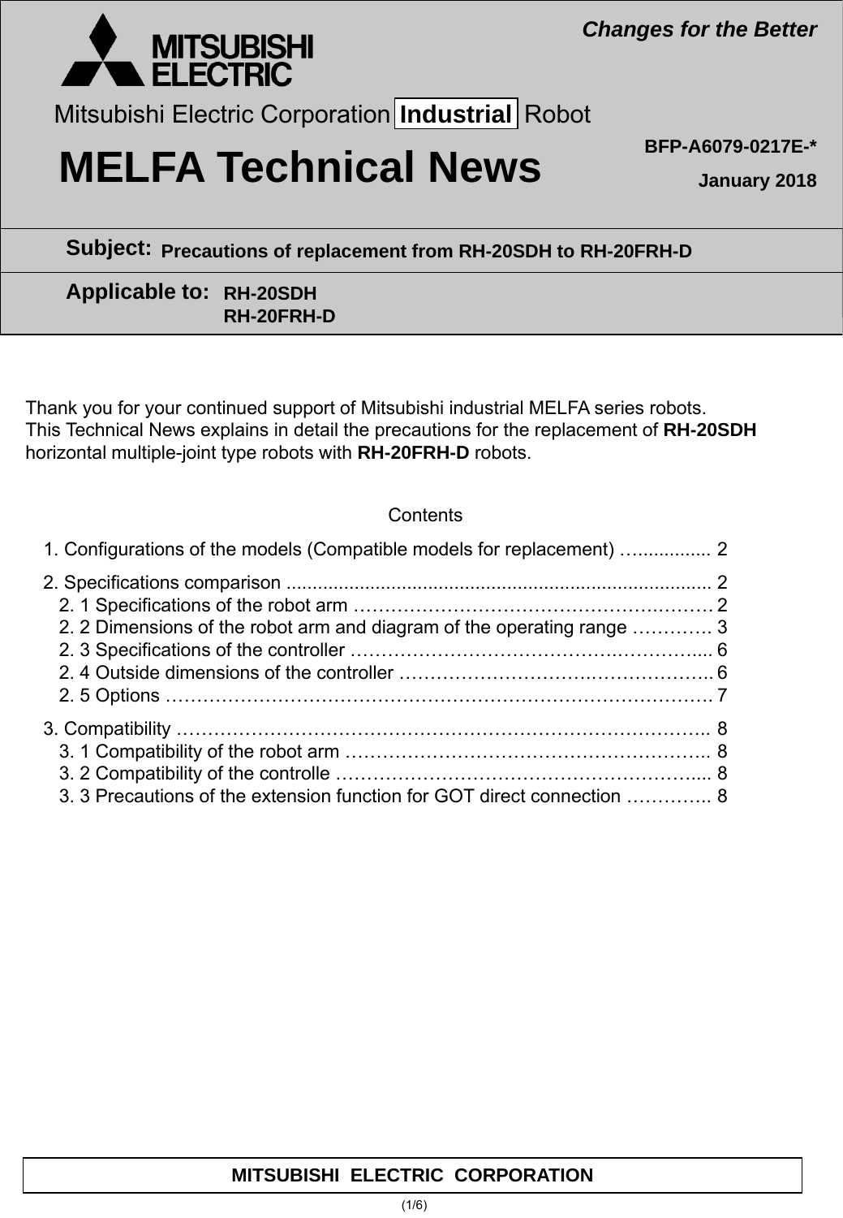MITSUBISHI ELECTRIC

*Changes for the Better*

Mitsubishi Electric Corporation **Industrial** Robot

# MELFA Technical News

**BFP-A6079-0217E-\***

**January 2018**

**Subject:** **Precautions of replacement from RH-20SDH to RH-20FRH-D**

**Applicable to:** **RH-20SDH**
**RH-20FRH-D**

Thank you for your continued support of Mitsubishi industrial MELFA series robots.
This Technical News explains in detail the precautions for the replacement of **RH-20SDH** horizontal multiple-joint type robots with **RH-20FRH-D** robots.

Contents

1. Configurations of the models (Compatible models for replacement) …............. 2
2. Specifications comparison .............................................................................. 2
   2. 1 Specifications of the robot arm ……………………………………….……… 2
   2. 2 Dimensions of the robot arm and diagram of the operating range …………. 3
   2. 3 Specifications of the controller ……………………………………….……….... 6
   2. 4 Outside dimensions of the controller ……………………………….………….. 6
   2. 5 Options ……………………………………………………………….………….. 7
3. Compatibility ……………………………………………………………………….. 8
   3. 1 Compatibility of the robot arm ………………………………………………….. 8
   3. 2 Compatibility of the controlle …………………………………………………..... 8
   3. 3 Precautions of the extension function for GOT direct connection ………….. 8

**MITSUBISHI ELECTRIC CORPORATION**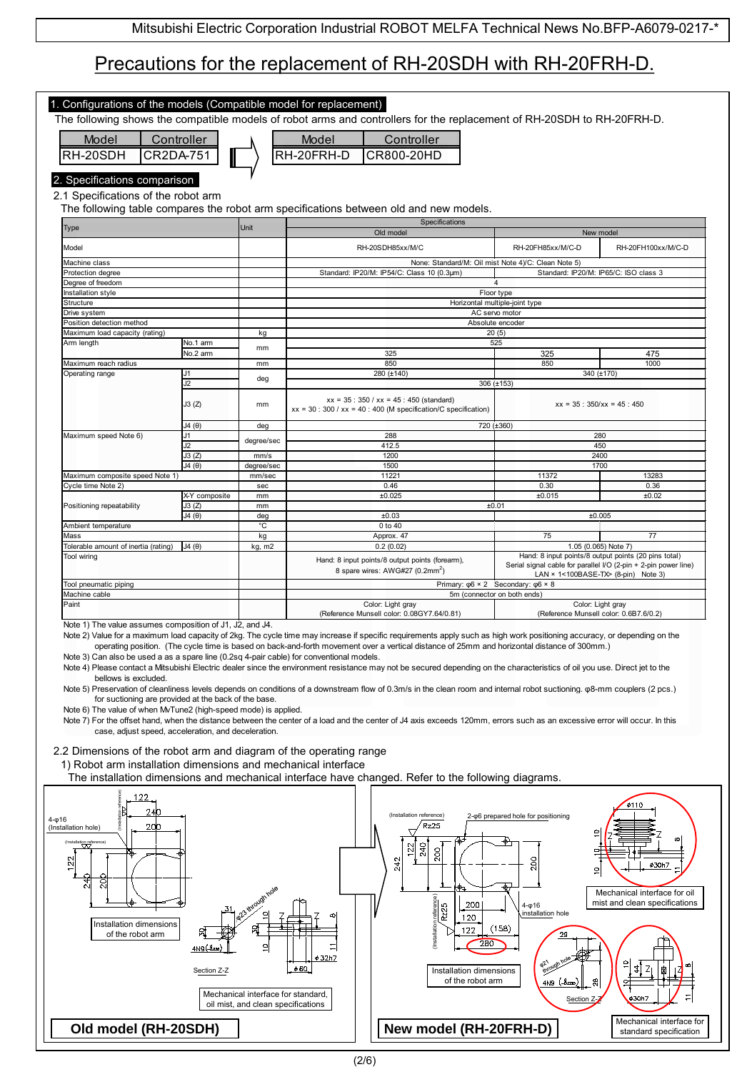Mitsubishi Electric Corporation Industrial ROBOT MELFA Technical News No.BFP-A6079-0217-*

# Precautions for the replacement of RH-20SDH with RH-20FRH-D.

## 1. Configurations of the models (Compatible model for replacement)

The following shows the compatible models of robot arms and controllers for the replacement of RH-20SDH to RH-20FRH-D.

| Model | Controller |
|---|---|
| RH-20SDH | CR2DA-751 |

⇒

| Model | Controller |
|---|---|
| RH-20FRH-D | CR800-20HD |

## 2. Specifications comparison

### 2.1 Specifications of the robot arm

The following table compares the robot arm specifications between old and new models.

| Type | | Unit | Specifications | | |
|---|---|---|---|---|---|
| | | | Old model | New model | |
| Model | | | RH-20SDH85xx/M/C | RH-20FH85xx/M/C-D | RH-20FH100xx/M/C-D |
| Machine class | | | None: Standard/M: Oil mist Note 4)/C: Clean Note 5) | | |
| Protection degree | | | Standard: IP20/M: IP54/C: Class 10 (0.3μm) | Standard: IP20/M: IP65/C: ISO class 3 | |
| Degree of freedom | | | 4 | | |
| Installation style | | | Floor type | | |
| Structure | | | Horizontal multiple-joint type | | |
| Drive system | | | AC servo motor | | |
| Position detection method | | | Absolute encoder | | |
| Maximum load capacity (rating) | | kg | 20 (5) | | |
| Arm length | No.1 arm | mm | 525 | | |
| | No.2 arm | | 325 | 325 | 475 |
| Maximum reach radius | | mm | 850 | 850 | 1000 |
| Operating range | J1 | deg | 280 (±140) | 340 (±170) | |
| | J2 | | 306 (±153) | | |
| | J3 (Z) | mm | xx = 35 : 350 / xx = 45 : 450 (standard)<br>xx = 30 : 300 / xx = 40 : 400 (M specification/C specification) | xx = 35 : 350/xx = 45 : 450 | |
| | J4 (θ) | deg | 720 (±360) | | |
| Maximum speed Note 6) | J1 | degree/sec | 288 | 280 | |
| | J2 | | 412.5 | 450 | |
| | J3 (Z) | mm/s | 1200 | 2400 | |
| | J4 (θ) | degree/sec | 1500 | 1700 | |
| Maximum composite speed Note 1) | | mm/sec | 11221 | 11372 | 13283 |
| Cycle time Note 2) | | sec | 0.46 | 0.30 | 0.36 |
| Positioning repeatability | X-Y composite | mm | ±0.025 | ±0.015 | ±0.02 |
| | J3 (Z) | mm | ±0.01 | | |
| | J4 (θ) | deg | ±0.03 | ±0.005 | |
| Ambient temperature | | °C | 0 to 40 | | |
| Mass | | kg | Approx. 47 | 75 | 77 |
| Tolerable amount of inertia (rating) | J4 (θ) | kg, m2 | 0.2 (0.02) | 1.05 (0.065) Note 7) | |
| Tool wiring | | | Hand: 8 input points/8 output points (forearm),<br>8 spare wires: AWG#27 (0.2mm$^2$) | Hand: 8 input points/8 output points (20 pins total)<br>Serial signal cable for parallel I/O (2-pin + 2-pin power line)<br>LAN × 1<100BASE-TX> (8-pin) Note 3) | |
| Tool pneumatic piping | | | Primary: φ6 × 2 Secondary: φ6 × 8 | | |
| Machine cable | | | 5m (connector on both ends) | | |
| Paint | | | Color: Light gray<br>(Reference Munsell color: 0.08GY7.64/0.81) | Color: Light gray<br>(Reference Munsell color: 0.6B7.6/0.2) | |

Note 1) The value assumes composition of J1, J2, and J4.

Note 2) Value for a maximum load capacity of 2kg. The cycle time may increase if specific requirements apply such as high work positioning accuracy, or depending on the operating position. (The cycle time is based on back-and-forth movement over a vertical distance of 25mm and horizontal distance of 300mm.)

Note 3) Can also be used a as a spare line (0.2sq 4-pair cable) for conventional models.

Note 4) Please contact a Mitsubishi Electric dealer since the environment resistance may not be secured depending on the characteristics of oil you use. Direct jet to the bellows is excluded.

Note 5) Preservation of cleanliness levels depends on conditions of a downstream flow of 0.3m/s in the clean room and internal robot suctioning. φ8-mm couplers (2 pcs.) for suctioning are provided at the back of the base.

Note 6) The value of when MvTune2 (high-speed mode) is applied.

Note 7) For the offset hand, when the distance between the center of a load and the center of J4 axis exceeds 120mm, errors such as an excessive error will occur. In this case, adjust speed, acceleration, and deceleration.

### 2.2 Dimensions of the robot arm and diagram of the operating range

1) Robot arm installation dimensions and mechanical interface

The installation dimensions and mechanical interface have changed. Refer to the following diagrams.

Installation dimensions of the robot arm

Mechanical interface for standard, oil mist, and clean specifications

**Old model (RH-20SDH)**

Installation dimensions of the robot arm

Mechanical interface for oil mist and clean specifications

Mechanical interface for standard specification

**New model (RH-20FRH-D)**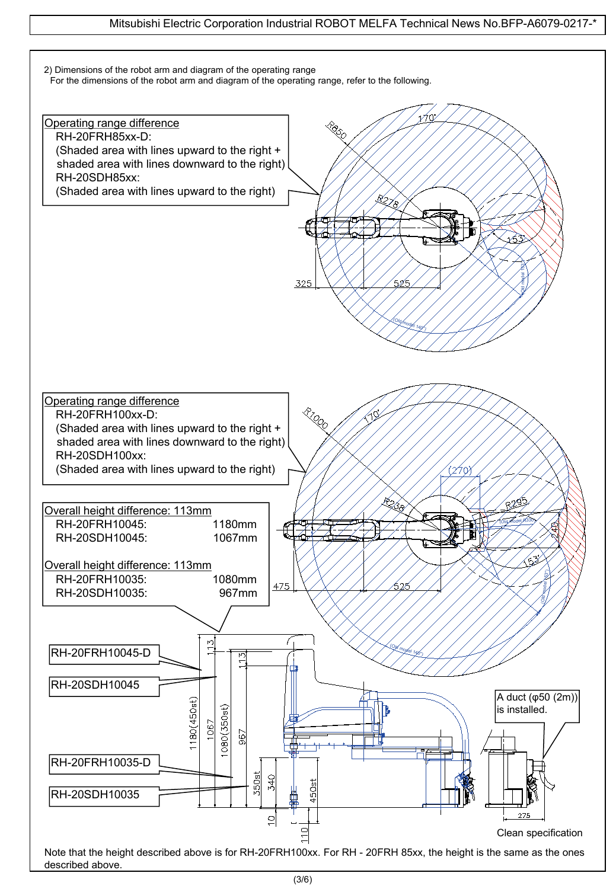2) Dimensions of the robot arm and diagram of the operating range

For the dimensions of the robot arm and diagram of the operating range, refer to the following.

Operating range difference

- RH-20FRH85xx-D:
  (Shaded area with lines upward to the right + shaded area with lines downward to the right)
- RH-20SDH85xx:
  (Shaded area with lines upward to the right)

R850, 170°, R278, 153°, 325, 525, (Old model 153°), (Old model 140°)

Operating range difference

- RH-20FRH100xx-D:
  (Shaded area with lines upward to the right + shaded area with lines downward to the right)
- RH-20SDH100xx:
  (Shaded area with lines upward to the right)

R1000, 170°, (270), R238, R295, 153°, 249, 475, 525, (Old model 153°), (Old model 140°)

Overall height difference: 113mm

| | |
|---|---|
| RH-20FRH10045: | 1180mm |
| RH-20SDH10045: | 1067mm |

Overall height difference: 113mm

| | |
|---|---|
| RH-20FRH10035: | 1080mm |
| RH-20SDH10035: | 967mm |

RH-20FRH10045-D

RH-20SDH10045

RH-20FRH10035-D

RH-20SDH10035

113, 113, 1180(450st), 1067, 1080(350st), 967, 350st, 340, 450st, 10, 110

A duct (φ50 (2m)) is installed.

275

Clean specification

Note that the height described above is for RH-20FRH100xx. For RH - 20FRH 85xx, the height is the same as the ones described above.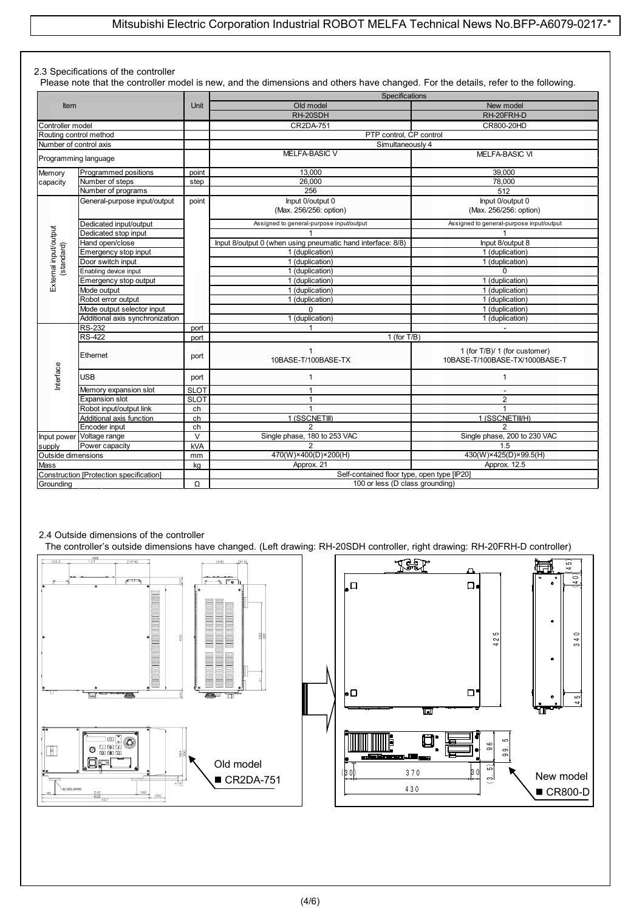## 2.3 Specifications of the controller

Please note that the controller model is new, and the dimensions and others have changed. For the details, refer to the following.

| Item | | Unit | Specifications | |
|---|---|---|---|---|
| | | | Old model | New model |
| | | | RH-20SDH | RH-20FRH-D |
| Controller model | | | CR2DA-751 | CR800-20HD |
| Routing control method | | | PTP control, CP control | |
| Number of control axis | | | Simultaneously 4 | |
| Programming language | | | MELFA-BASIC V | MELFA-BASIC VI |
| Memory capacity | Programmed positions | point | 13,000 | 39,000 |
| | Number of steps | step | 26,000 | 78,000 |
| | Number of programs | | 256 | 512 |
| External input/output (standard) | General-purpose input/output | point | Input 0/output 0 (Max. 256/256: option) | Input 0/output 0 (Max. 256/256: option) |
| | Dedicated input/output | | Assigned to general-purpose input/output | Assigned to general-purpose input/output |
| | Dedicated stop input | | 1 | 1 |
| | Hand open/close | | Input 8/output 0 (when using pneumatic hand interface: 8/8) | Input 8/output 8 |
| | Emergency stop input | | 1 (duplication) | 1 (duplication) |
| | Door switch input | | 1 (duplication) | 1 (duplication) |
| | Enabling device input | | 1 (duplication) | 0 |
| | Emergency stop output | | 1 (duplication) | 1 (duplication) |
| | Mode output | | 1 (duplication) | 1 (duplication) |
| | Robot error output | | 1 (duplication) | 1 (duplication) |
| | Mode output selector input | | 0 | 1 (duplication) |
| | Additional axis synchronization | | 1 (duplication) | 1 (duplication) |
| Interface | RS-232 | port | 1 | - |
| | RS-422 | port | 1 (for T/B) | |
| | Ethernet | port | 1 10BASE-T/100BASE-TX | 1 (for T/B)/ 1 (for customer) 10BASE-T/100BASE-TX/1000BASE-T |
| | USB | port | 1 | 1 |
| | Memory expansion slot | SLOT | 1 | - |
| | Expansion slot | SLOT | 1 | 2 |
| | Robot input/output link | ch | 1 | 1 |
| | Additional axis function | ch | 1 (SSCNETIII) | 1 (SSCNETIII/H) |
| | Encoder input | ch | 2 | 2 |
| Input power supply | Voltage range | V | Single phase, 180 to 253 VAC | Single phase, 200 to 230 VAC |
| | Power capacity | kVA | 2 | 1.5 |
| Outside dimensions | | mm | 470(W)×400(D)×200(H) | 430(W)×425(D)×99.5(H) |
| Mass | | kg | Approx. 21 | Approx. 12.5 |
| Construction [Protection specification] | | | Self-contained floor type, open type [IP20] | |
| Grounding | | Ω | 100 or less (D class grounding) | |

## 2.4 Outside dimensions of the controller

The controller's outside dimensions have changed. (Left drawing: RH-20SDH controller, right drawing: RH-20FRH-D controller)

Old model
■ CR2DA-751

New model
■ CR800-D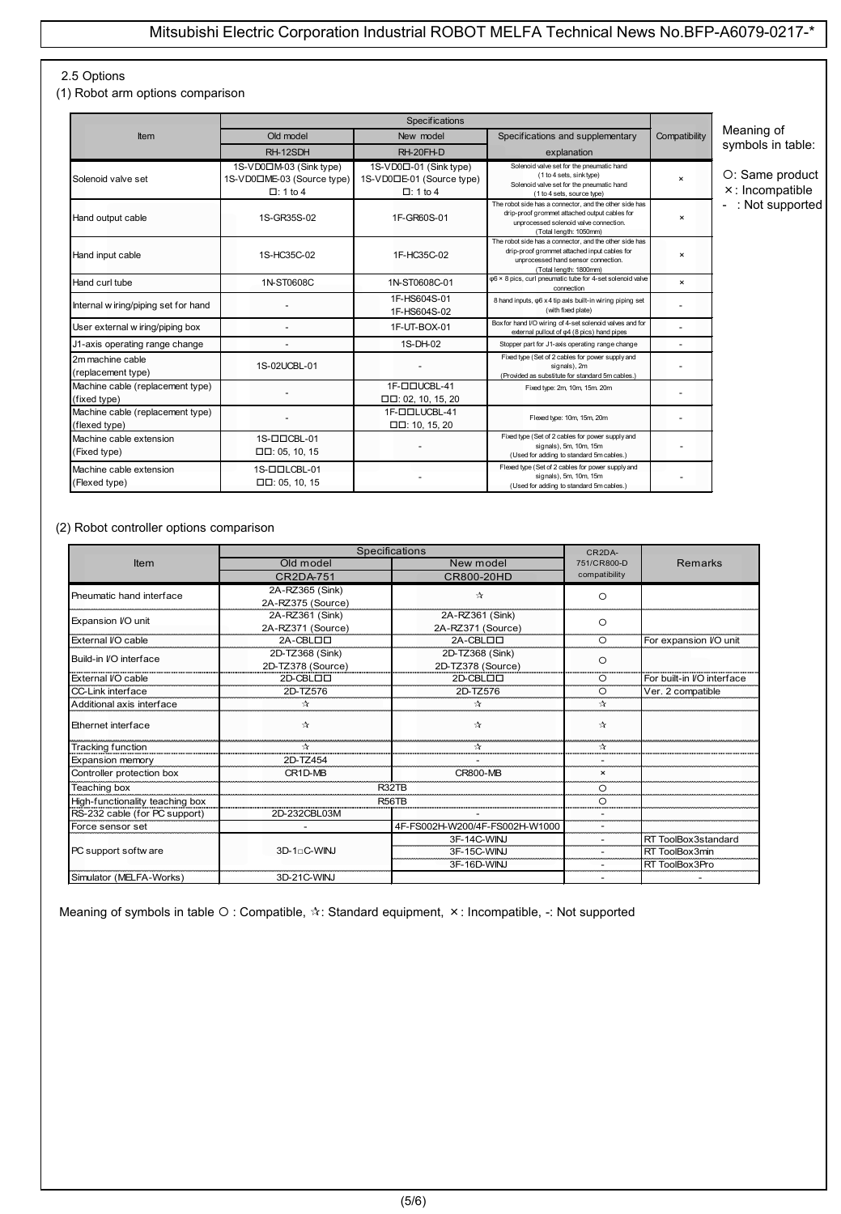## 2.5 Options

### (1) Robot arm options comparison

| Item | Specifications | | | Compatibility |
|---|---|---|---|---|
| | Old model | New model | Specifications and supplementary explanation | |
| | RH-12SDH | RH-20FH-D | | |
| Solenoid valve set | 1S-VD0□M-03 (Sink type)<br>1S-VD0□ME-03 (Source type)<br>□: 1 to 4 | 1S-VD0□-01 (Sink type)<br>1S-VD0□E-01 (Source type)<br>□: 1 to 4 | Solenoid valve set for the pneumatic hand (1 to 4 sets, sink type)<br>Solenoid valve set for the pneumatic hand (1 to 4 sets, source type) | × |
| Hand output cable | 1S-GR35S-02 | 1F-GR60S-01 | The robot side has a connector, and the other side has drip-proof grommet attached output cables for unprocessed solenoid valve connection. (Total length: 1050mm) | × |
| Hand input cable | 1S-HC35C-02 | 1F-HC35C-02 | The robot side has a connector, and the other side has drip-proof grommet attached input cables for unprocessed hand sensor connection. (Total length: 1800mm) | × |
| Hand curl tube | 1N-ST0608C | 1N-ST0608C-01 | φ6 × 8 pics, curl pneumatic tube for 4-set solenoid valve connection | × |
| Internal wiring/piping set for hand | - | 1F-HS604S-01<br>1F-HS604S-02 | 8 hand inputs, φ6 x 4 tip axis built-in wiring piping set (with fixed plate) | - |
| User external wiring/piping box | - | 1F-UT-BOX-01 | Box for hand I/O wiring of 4-set solenoid valves and for external pullout of φ4 (8 pics) hand pipes | - |
| J1-axis operating range change | - | 1S-DH-02 | Stopper part for J1-axis operating range change | - |
| 2m machine cable (replacement type) | 1S-02UCBL-01 | - | Fixed type (Set of 2 cables for power supply and signals), 2m (Provided as substitute for standard 5m cables.) | - |
| Machine cable (replacement type) (fixed type) | - | 1F-□□UCBL-41<br>□□: 02, 10, 15, 20 | Fixed type: 2m, 10m, 15m, 20m | - |
| Machine cable (replacement type) (flexed type) | - | 1F-□□LUCBL-41<br>□□: 10, 15, 20 | Flexed type: 10m, 15m, 20m | - |
| Machine cable extension (Fixed type) | 1S-□□CBL-01<br>□□: 05, 10, 15 | - | Fixed type (Set of 2 cables for power supply and signals), 5m, 10m, 15m (Used for adding to standard 5m cables.) | - |
| Machine cable extension (Flexed type) | 1S-□□LCBL-01<br>□□: 05, 10, 15 | - | Flexed type (Set of 2 cables for power supply and signals), 5m, 10m, 15m (Used for adding to standard 5m cables.) | - |

Meaning of symbols in table:
○: Same product
×: Incompatible
-: Not supported

### (2) Robot controller options comparison

| Item | Specifications | | CR2DA-751/CR800-D compatibility | Remarks |
|---|---|---|---|---|
| | Old model | New model | | |
| | CR2DA-751 | CR800-20HD | | |
| Pneumatic hand interface | 2A-RZ365 (Sink)<br>2A-RZ375 (Source) | ☆ | ○ | |
| Expansion I/O unit | 2A-RZ361 (Sink)<br>2A-RZ371 (Source) | 2A-RZ361 (Sink)<br>2A-RZ371 (Source) | ○ | |
| External I/O cable | 2A-CBL□□ | 2A-CBL□□ | ○ | For expansion I/O unit |
| Build-in I/O interface | 2D-TZ368 (Sink)<br>2D-TZ378 (Source) | 2D-TZ368 (Sink)<br>2D-TZ378 (Source) | ○ | |
| External I/O cable | 2D-CBL□□ | 2D-CBL□□ | ○ | For built-in I/O interface |
| CC-Link interface | 2D-TZ576 | 2D-TZ576 | ○ | Ver. 2 compatible |
| Additional axis interface | ☆ | ☆ | ☆ | |
| Ethernet interface | ☆ | ☆ | ☆ | |
| Tracking function | ☆ | ☆ | ☆ | |
| Expansion memory | 2D-TZ454 | - | - | |
| Controller protection box | CR1D-MB | CR800-MB | × | |
| Teaching box | R32TB | | ○ | |
| High-functionality teaching box | R56TB | | ○ | |
| RS-232 cable (for PC support) | 2D-232CBL03M | - | - | |
| Force sensor set | - | 4F-FS002H-W200/4F-FS002H-W1000 | - | |
| PC support software | 3D-1□C-WINJ | 3F-14C-WINJ | - | RT ToolBox3standard |
| | | 3F-15C-WINJ | - | RT ToolBox3min |
| | | 3F-16D-WINJ | - | RT ToolBox3Pro |
| Simulator (MELFA-Works) | 3D-21C-WINJ | | - | - |

Meaning of symbols in table ○ : Compatible, ☆: Standard equipment, ×: Incompatible, -: Not supported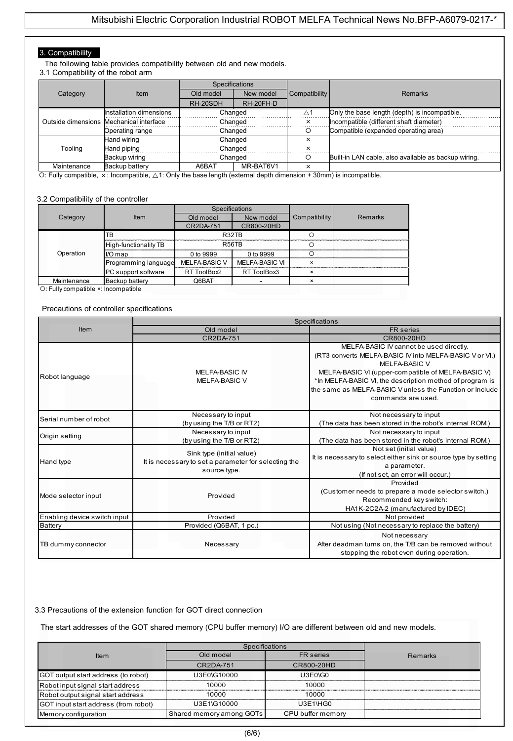## 3. Compatibility

The following table provides compatibility between old and new models.

### 3.1 Compatibility of the robot arm

| Category | Item | Specifications | | Compatibility | Remarks |
|---|---|---|---|---|---|
| | | Old model | New model | | |
| | | RH-20SDH | RH-20FH-D | | |
| Outside dimensions | Installation dimensions | Changed | | △1 | Only the base length (depth) is incompatible. |
| | Mechanical interface | Changed | | × | Incompatible (different shaft diameter) |
| | Operating range | Changed | | ○ | Compatible (expanded operating area) |
| Tooling | Hand wiring | Changed | | × | |
| | Hand piping | Changed | | × | |
| | Backup wiring | Changed | | ○ | Built-in LAN cable, also available as backup wiring. |
| Maintenance | Backup battery | A6BAT | MR-BAT6V1 | × | |

○: Fully compatible, ×: Incompatible, △1: Only the base length (external depth dimension + 30mm) is incompatible.

### 3.2 Compatibility of the controller

| Category | Item | Specifications | | Compatibility | Remarks |
|---|---|---|---|---|---|
| | | Old model | New model | | |
| | | CR2DA-751 | CR800-20HD | | |
| Operation | TB | R32TB | | ○ | |
| | High-functionality TB | R56TB | | ○ | |
| | I/O map | 0 to 9999 | 0 to 9999 | ○ | |
| | Programming language | MELFA-BASIC V | MELFA-BASIC VI | × | |
| | PC support software | RT ToolBox2 | RT ToolBox3 | × | |
| Maintenance | Backup battery | Q6BAT | - | × | |

○: Fully compatible ×: Incompatible

Precautions of controller specifications

| Item | Specifications | |
|---|---|---|
| | Old model | FR series |
| | CR2DA-751 | CR800-20HD |
| Robot language | MELFA-BASIC IV<br>MELFA-BASIC V | MELFA-BASIC IV cannot be used directly.<br>(RT3 converts MELFA-BASIC IV into MELFA-BASIC V or VI.)<br>MELFA-BASIC V<br>MELFA-BASIC VI (upper-compatible of MELFA-BASIC V)<br>*In MELFA-BASIC VI, the description method of program is the same as MELFA-BASIC V unless the Function or Include commands are used. |
| Serial number of robot | Necessary to input<br>(by using the T/B or RT2) | Not necessary to input<br>(The data has been stored in the robot's internal ROM.) |
| Origin setting | Necessary to input<br>(by using the T/B or RT2) | Not necessary to input<br>(The data has been stored in the robot's internal ROM.) |
| Hand type | Sink type (initial value)<br>It is necessary to set a parameter for selecting the source type. | Not set (initial value)<br>It is necessary to select either sink or source type by setting a parameter.<br>(If not set, an error will occur.) |
| Mode selector input | Provided | Provided<br>(Customer needs to prepare a mode selector switch.)<br>Recommended key switch:<br>HA1K-2C2A-2 (manufactured by IDEC) |
| Enabling device switch input | Provided | Not provided |
| Battery | Provided (Q6BAT, 1 pc.) | Not using (Not necessary to replace the battery) |
| TB dummy connector | Necessary | Not necessary<br>After deadman turns on, the T/B can be removed without stopping the robot even during operation. |

### 3.3 Precautions of the extension function for GOT direct connection

The start addresses of the GOT shared memory (CPU buffer memory) I/O are different between old and new models.

| Item | Specifications | | Remarks |
|---|---|---|---|
| | Old model | FR series | |
| | CR2DA-751 | CR800-20HD | |
| GOT output start address (to robot) | U3E0\G10000 | U3E0\G0 | |
| Robot input signal start address | 10000 | 10000 | |
| Robot output signal start address | 10000 | 10000 | |
| GOT input start address (from robot) | U3E1\G10000 | U3E1\HG0 | |
| Memory configuration | Shared memory among GOTs | CPU buffer memory | |